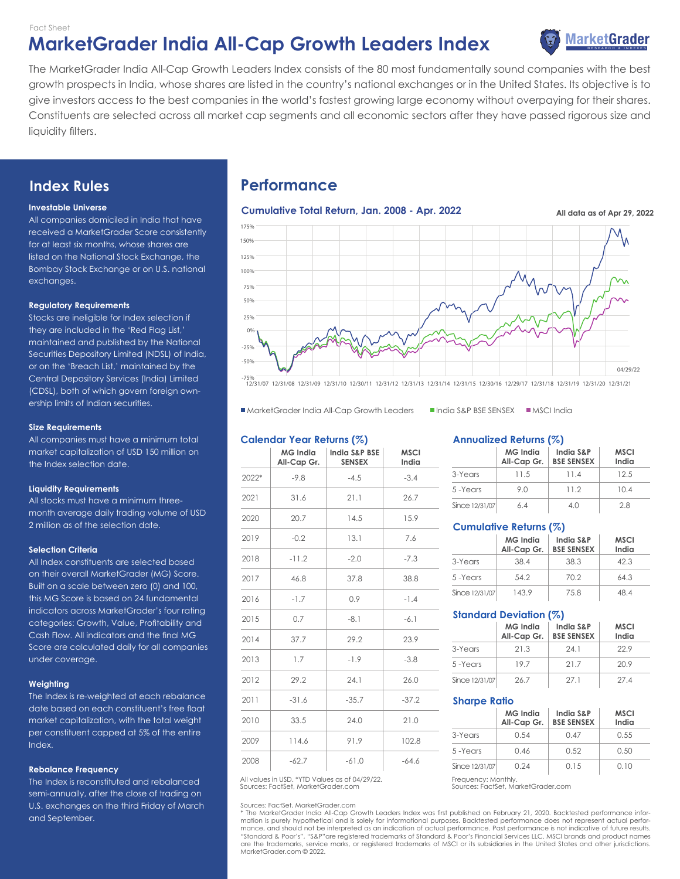Fact Sheet

# MarketGrader India All-Cap Growth Leaders Index

The MarketGrader India All-Cap Growth Leaders Index consists of the 80 most fundamentally sound companies with the best growth prospects in India, whose shares are listed in the country's national exchanges or in the United States. Its objective is to give investors access to the best companies in the world's fastest growing large economy without overpaying for their shares. Constituents are selected across all market cap segments and all economic sectors after they have passed rigorous size and liquidity filters.

## Index Rules

**Investable Universe**

All companies domiciled in India that have received a MarketGrader Score consistently for at least six months, whose shares are listed on the National Stock Exchange, the Bombay Stock Exchange or on U.S. national exchanges.

**Regulatory Requirements**

Stocks are ineligible for Index selection if they are included in the 'Red Flag List,' maintained and published by the National Securities Depository Limited (NDSL) of India, or on the 'Breach List,' maintained by the Central Depository Services (India) Limited (CDSL), both of which govern foreign ownership limits of Indian securities.

**Size Requirements**

All companies must have a minimum total market capitalization of USD 150 million on the Index selection date.

**Liquidity Requirements**

All stocks must have a minimum three-month average daily trading volume of USD 2 million as of the selection date.

**Selection Criteria**

All Index constituents are selected based on their overall MarketGrader (MG) Score. Built on a scale between zero (0) and 100, this MG Score is based on 24 fundamental indicators across MarketGrader's four rating categories: Growth, Value, Profitability and Cash Flow. All indicators and the final MG Score are calculated daily for all companies under coverage.

**Weighting**

The Index is re-weighted at each rebalance date based on each constituent's free float market capitalization, with the total weight per constituent capped at 5% of the entire Index.

**Rebalance Frequency**

The Index is reconstituted and rebalanced semi-annually, after the close of trading on U.S. exchanges on the third Friday of March and September.

## Performance

### Cumulative Total Return, Jan. 2008 - Apr. 2022

All data as of Apr 29, 2022

■ MarketGrader India All-Cap Growth Leaders ■ India S&P BSE SENSEX ■ MSCI India

### Calendar Year Returns (%)

| | MG India All-Cap Gr. | India S&P BSE SENSEX | MSCI India |
|---|---|---|---|
| 2022* | -9.8 | -4.5 | -3.4 |
| 2021 | 31.6 | 21.1 | 26.7 |
| 2020 | 20.7 | 14.5 | 15.9 |
| 2019 | -0.2 | 13.1 | 7.6 |
| 2018 | -11.2 | -2.0 | -7.3 |
| 2017 | 46.8 | 37.8 | 38.8 |
| 2016 | -1.7 | 0.9 | -1.4 |
| 2015 | 0.7 | -8.1 | -6.1 |
| 2014 | 37.7 | 29.2 | 23.9 |
| 2013 | 1.7 | -1.9 | -3.8 |
| 2012 | 29.2 | 24.1 | 26.0 |
| 2011 | -31.6 | -35.7 | -37.2 |
| 2010 | 33.5 | 24.0 | 21.0 |
| 2009 | 114.6 | 91.9 | 102.8 |
| 2008 | -62.7 | -61.0 | -64.6 |

All values in USD. *YTD Values as of 04/29/22.
Sources: FactSet, MarketGrader.com

### Annualized Returns (%)

| | MG India All-Cap Gr. | India S&P BSE SENSEX | MSCI India |
|---|---|---|---|
| 3-Years | 11.5 | 11.4 | 12.5 |
| 5 -Years | 9.0 | 11.2 | 10.4 |
| Since 12/31/07 | 6.4 | 4.0 | 2.8 |

### Cumulative Returns (%)

| | MG India All-Cap Gr. | India S&P BSE SENSEX | MSCI India |
|---|---|---|---|
| 3-Years | 38.4 | 38.3 | 42.3 |
| 5 -Years | 54.2 | 70.2 | 64.3 |
| Since 12/31/07 | 143.9 | 75.8 | 48.4 |

### Standard Deviation (%)

| | MG India All-Cap Gr. | India S&P BSE SENSEX | MSCI India |
|---|---|---|---|
| 3-Years | 21.3 | 24.1 | 22.9 |
| 5 -Years | 19.7 | 21.7 | 20.9 |
| Since 12/31/07 | 26.7 | 27.1 | 27.4 |

### Sharpe Ratio

| | MG India All-Cap Gr. | India S&P BSE SENSEX | MSCI India |
|---|---|---|---|
| 3-Years | 0.54 | 0.47 | 0.55 |
| 5 -Years | 0.46 | 0.52 | 0.50 |
| Since 12/31/07 | 0.24 | 0.15 | 0.10 |

Frequency: Monthly.
Sources: FactSet, MarketGrader.com

Sources: FactSet, MarketGrader.com
* The MarketGrader India All-Cap Growth Leaders Index was first published on February 21, 2020. Backtested performance information is purely hypothetical and is solely for informational purposes. Backtested performance does not represent actual performance, and should not be interpreted as an indication of actual performance. Past performance is not indicative of future results. "Standard & Poor's", "S&P"are registered trademarks of Standard & Poor's Financial Services LLC. MSCI brands and product names are the trademarks, service marks, or registered trademarks of MSCI or its subsidiaries in the United States and other jurisdictions. MarketGrader.com © 2022.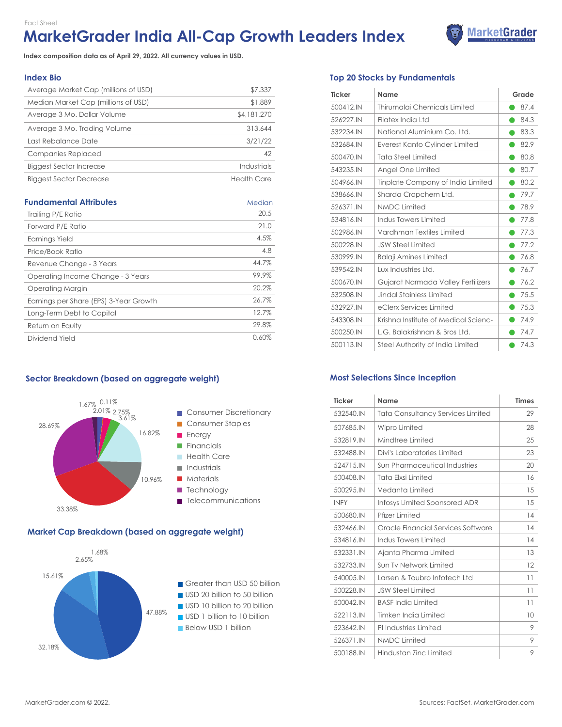Fact Sheet

# MarketGrader India All-Cap Growth Leaders Index

MarketGrader RESEARCH & INDEXES

**Index composition data as of April 29, 2022. All currency values in USD.**

## Index Bio

| | |
|---|---|
| Average Market Cap (millions of USD) | $7,337 |
| Median Market Cap (millions of USD) | $1,889 |
| Average 3 Mo. Dollar Volume | $4,181,270 |
| Average 3 Mo. Trading Volume | 313,644 |
| Last Rebalance Date | 3/21/22 |
| Companies Replaced | 42 |
| Biggest Sector Increase | Industrials |
| Biggest Sector Decrease | Health Care |

## Fundamental Attributes

| Fundamental Attributes | Median |
|---|---|
| Trailing P/E Ratio | 20.5 |
| Forward P/E Ratio | 21.0 |
| Earnings Yield | 4.5% |
| Price/Book Ratio | 4.8 |
| Revenue Change - 3 Years | 44.7% |
| Operating Income Change - 3 Years | 99.9% |
| Operating Margin | 20.2% |
| Earnings per Share (EPS) 3-Year Growth | 26.7% |
| Long-Term Debt to Capital | 12.7% |
| Return on Equity | 29.8% |
| Dividend Yield | 0.60% |

## Top 20 Stocks by Fundamentals

| Ticker | Name | Grade |
|---|---|---|
| 500412.IN | Thirumalai Chemicals Limited | 87.4 |
| 526227.IN | Filatex India Ltd | 84.3 |
| 532234.IN | National Aluminium Co. Ltd. | 83.3 |
| 532684.IN | Everest Kanto Cylinder Limited | 82.9 |
| 500470.IN | Tata Steel Limited | 80.8 |
| 543235.IN | Angel One Limited | 80.7 |
| 504966.IN | Tinplate Company of India Limited | 80.2 |
| 538666.IN | Sharda Cropchem Ltd. | 79.7 |
| 526371.IN | NMDC Limited | 78.9 |
| 534816.IN | Indus Towers Limited | 77.8 |
| 502986.IN | Vardhman Textiles Limited | 77.3 |
| 500228.IN | JSW Steel Limited | 77.2 |
| 530999.IN | Balaji Amines Limited | 76.8 |
| 539542.IN | Lux Industries Ltd. | 76.7 |
| 500670.IN | Gujarat Narmada Valley Fertilizers | 76.2 |
| 532508.IN | Jindal Stainless Limited | 75.5 |
| 532927.IN | eClerx Services Limited | 75.3 |
| 543308.IN | Krishna Institute of Medical Scienc- | 74.9 |
| 500250.IN | L.G. Balakrishnan & Bros Ltd. | 74.7 |
| 500113.IN | Steel Authority of India Limited | 74.3 |

## Sector Breakdown (based on aggregate weight)

1.67% 0.11% 2.01% 2.75% 3.61% 16.82% 10.96% 33.38% 28.69%

Consumer Discretionary
Consumer Staples
Energy
Financials
Health Care
Industrials
Materials
Technology
Telecommunications

## Most Selections Since Inception

| Ticker | Name | Times |
|---|---|---|
| 532540.IN | Tata Consultancy Services Limited | 29 |
| 507685.IN | Wipro Limited | 28 |
| 532819.IN | Mindtree Limited | 25 |
| 532488.IN | Divi's Laboratories Limited | 23 |
| 524715.IN | Sun Pharmaceutical Industries | 20 |
| 500408.IN | Tata Elxsi Limited | 16 |
| 500295.IN | Vedanta Limited | 15 |
| INFY | Infosys Limited Sponsored ADR | 15 |
| 500680.IN | Pfizer Limited | 14 |
| 532466.IN | Oracle Financial Services Software | 14 |
| 534816.IN | Indus Towers Limited | 14 |
| 532331.IN | Ajanta Pharma Limited | 13 |
| 532733.IN | Sun Tv Network Limited | 12 |
| 540005.IN | Larsen & Toubro Infotech Ltd | 11 |
| 500228.IN | JSW Steel Limited | 11 |
| 500042.IN | BASF India Limited | 11 |
| 522113.IN | Timken India Limited | 10 |
| 523642.IN | PI Industries Limited | 9 |
| 526371.IN | NMDC Limited | 9 |
| 500188.IN | Hindustan Zinc Limited | 9 |

## Market Cap Breakdown (based on aggregate weight)

1.68% 2.65% 15.61% 47.88% 32.18%

Greater than USD 50 billion
USD 20 billion to 50 billion
USD 10 billion to 20 billion
USD 1 billion to 10 billion
Below USD 1 billion

MarketGrader.com © 2022.

Sources: FactSet, MarketGrader.com